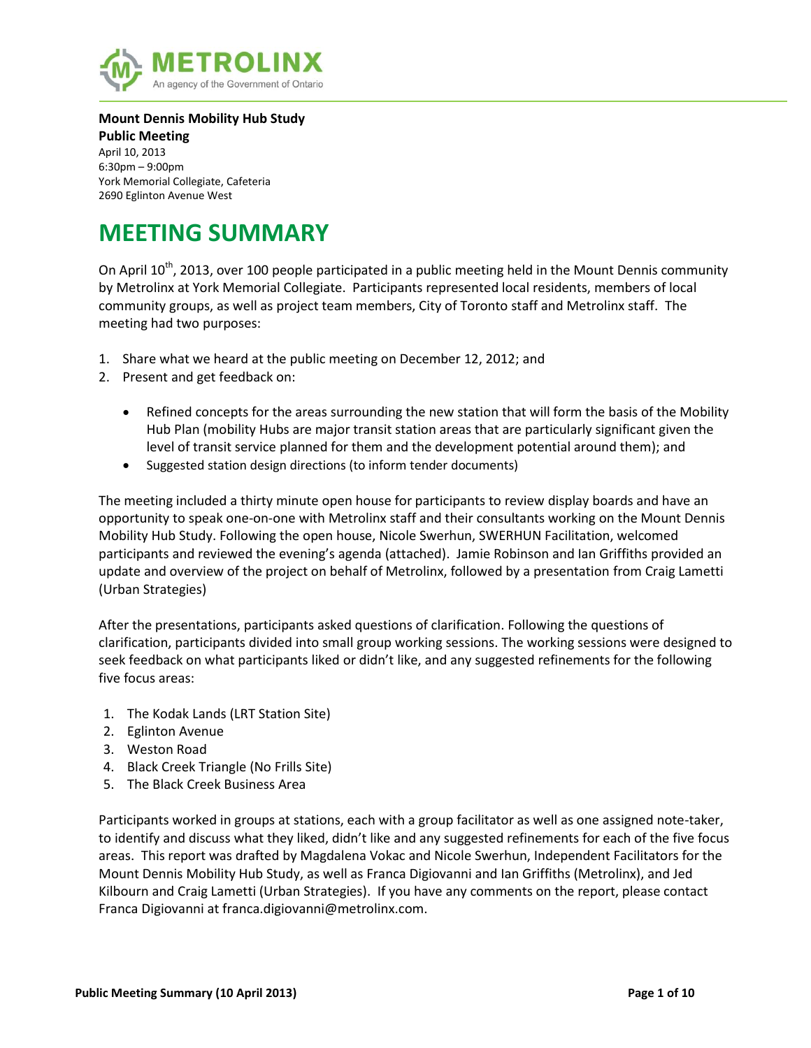**Mount Dennis Mobility Hub Study**
**Public Meeting**
April 10, 2013
6:30pm – 9:00pm
York Memorial Collegiate, Cafeteria
2690 Eglinton Avenue West

# MEETING SUMMARY

On April 10th, 2013, over 100 people participated in a public meeting held in the Mount Dennis community by Metrolinx at York Memorial Collegiate. Participants represented local residents, members of local community groups, as well as project team members, City of Toronto staff and Metrolinx staff. The meeting had two purposes:

1. Share what we heard at the public meeting on December 12, 2012; and
2. Present and get feedback on:
   - Refined concepts for the areas surrounding the new station that will form the basis of the Mobility Hub Plan (mobility Hubs are major transit station areas that are particularly significant given the level of transit service planned for them and the development potential around them); and
   - Suggested station design directions (to inform tender documents)

The meeting included a thirty minute open house for participants to review display boards and have an opportunity to speak one-on-one with Metrolinx staff and their consultants working on the Mount Dennis Mobility Hub Study. Following the open house, Nicole Swerhun, SWERHUN Facilitation, welcomed participants and reviewed the evening's agenda (attached). Jamie Robinson and Ian Griffiths provided an update and overview of the project on behalf of Metrolinx, followed by a presentation from Craig Lametti (Urban Strategies)

After the presentations, participants asked questions of clarification. Following the questions of clarification, participants divided into small group working sessions. The working sessions were designed to seek feedback on what participants liked or didn't like, and any suggested refinements for the following five focus areas:

1. The Kodak Lands (LRT Station Site)
2. Eglinton Avenue
3. Weston Road
4. Black Creek Triangle (No Frills Site)
5. The Black Creek Business Area

Participants worked in groups at stations, each with a group facilitator as well as one assigned note-taker, to identify and discuss what they liked, didn't like and any suggested refinements for each of the five focus areas. This report was drafted by Magdalena Vokac and Nicole Swerhun, Independent Facilitators for the Mount Dennis Mobility Hub Study, as well as Franca Digiovanni and Ian Griffiths (Metrolinx), and Jed Kilbourn and Craig Lametti (Urban Strategies). If you have any comments on the report, please contact Franca Digiovanni at franca.digiovanni@metrolinx.com.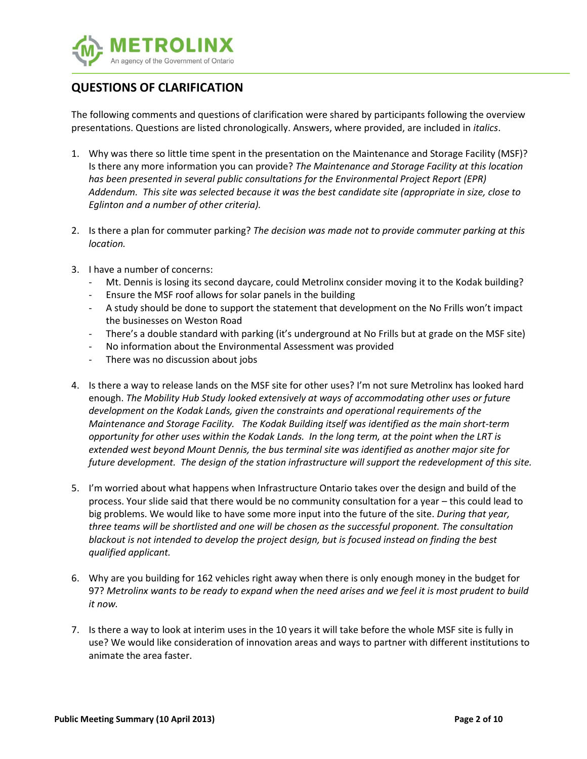## QUESTIONS OF CLARIFICATION

The following comments and questions of clarification were shared by participants following the overview presentations. Questions are listed chronologically. Answers, where provided, are included in *italics*.

1. Why was there so little time spent in the presentation on the Maintenance and Storage Facility (MSF)? Is there any more information you can provide? *The Maintenance and Storage Facility at this location has been presented in several public consultations for the Environmental Project Report (EPR) Addendum. This site was selected because it was the best candidate site (appropriate in size, close to Eglinton and a number of other criteria).*

2. Is there a plan for commuter parking? *The decision was made not to provide commuter parking at this location.*

3. I have a number of concerns:
   - Mt. Dennis is losing its second daycare, could Metrolinx consider moving it to the Kodak building?
   - Ensure the MSF roof allows for solar panels in the building
   - A study should be done to support the statement that development on the No Frills won't impact the businesses on Weston Road
   - There's a double standard with parking (it's underground at No Frills but at grade on the MSF site)
   - No information about the Environmental Assessment was provided
   - There was no discussion about jobs

4. Is there a way to release lands on the MSF site for other uses? I'm not sure Metrolinx has looked hard enough. *The Mobility Hub Study looked extensively at ways of accommodating other uses or future development on the Kodak Lands, given the constraints and operational requirements of the Maintenance and Storage Facility. The Kodak Building itself was identified as the main short-term opportunity for other uses within the Kodak Lands. In the long term, at the point when the LRT is extended west beyond Mount Dennis, the bus terminal site was identified as another major site for future development. The design of the station infrastructure will support the redevelopment of this site.*

5. I'm worried about what happens when Infrastructure Ontario takes over the design and build of the process. Your slide said that there would be no community consultation for a year – this could lead to big problems. We would like to have some more input into the future of the site. *During that year, three teams will be shortlisted and one will be chosen as the successful proponent. The consultation blackout is not intended to develop the project design, but is focused instead on finding the best qualified applicant.*

6. Why are you building for 162 vehicles right away when there is only enough money in the budget for 97? *Metrolinx wants to be ready to expand when the need arises and we feel it is most prudent to build it now.*

7. Is there a way to look at interim uses in the 10 years it will take before the whole MSF site is fully in use? We would like consideration of innovation areas and ways to partner with different institutions to animate the area faster.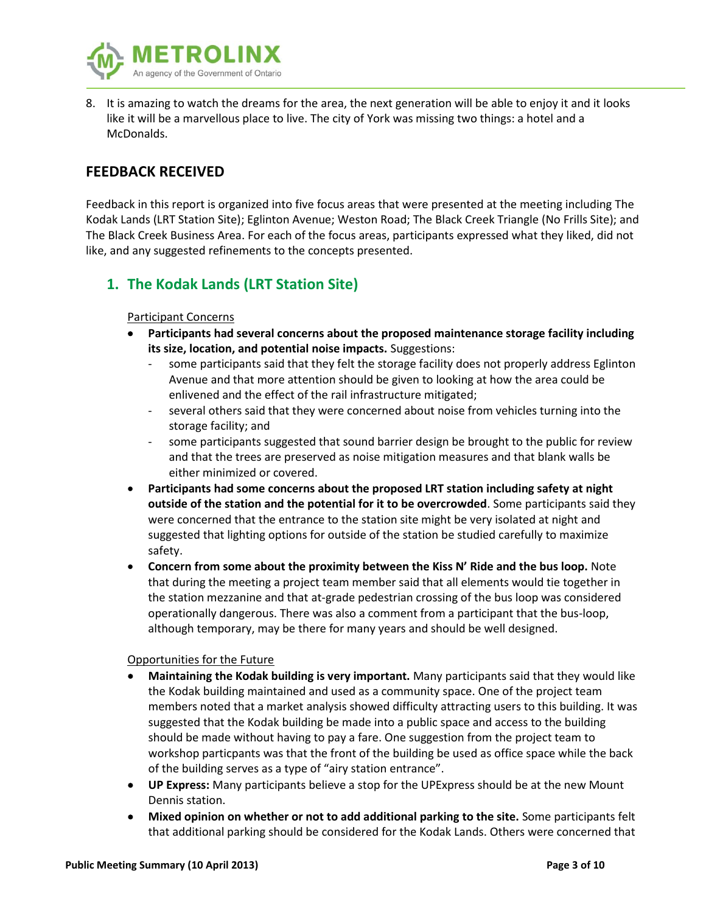8. It is amazing to watch the dreams for the area, the next generation will be able to enjoy it and it looks like it will be a marvellous place to live. The city of York was missing two things: a hotel and a McDonalds.

## FEEDBACK RECEIVED

Feedback in this report is organized into five focus areas that were presented at the meeting including The Kodak Lands (LRT Station Site); Eglinton Avenue; Weston Road; The Black Creek Triangle (No Frills Site); and The Black Creek Business Area. For each of the focus areas, participants expressed what they liked, did not like, and any suggested refinements to the concepts presented.

### 1. The Kodak Lands (LRT Station Site)

Participant Concerns

- **Participants had several concerns about the proposed maintenance storage facility including its size, location, and potential noise impacts.** Suggestions:
  - some participants said that they felt the storage facility does not properly address Eglinton Avenue and that more attention should be given to looking at how the area could be enlivened and the effect of the rail infrastructure mitigated;
  - several others said that they were concerned about noise from vehicles turning into the storage facility; and
  - some participants suggested that sound barrier design be brought to the public for review and that the trees are preserved as noise mitigation measures and that blank walls be either minimized or covered.
- **Participants had some concerns about the proposed LRT station including safety at night outside of the station and the potential for it to be overcrowded**. Some participants said they were concerned that the entrance to the station site might be very isolated at night and suggested that lighting options for outside of the station be studied carefully to maximize safety.
- **Concern from some about the proximity between the Kiss N' Ride and the bus loop.** Note that during the meeting a project team member said that all elements would tie together in the station mezzanine and that at-grade pedestrian crossing of the bus loop was considered operationally dangerous. There was also a comment from a participant that the bus-loop, although temporary, may be there for many years and should be well designed.

Opportunities for the Future

- **Maintaining the Kodak building is very important.** Many participants said that they would like the Kodak building maintained and used as a community space. One of the project team members noted that a market analysis showed difficulty attracting users to this building. It was suggested that the Kodak building be made into a public space and access to the building should be made without having to pay a fare. One suggestion from the project team to workshop particpants was that the front of the building be used as office space while the back of the building serves as a type of "airy station entrance".
- **UP Express:** Many participants believe a stop for the UPExpress should be at the new Mount Dennis station.
- **Mixed opinion on whether or not to add additional parking to the site.** Some participants felt that additional parking should be considered for the Kodak Lands. Others were concerned that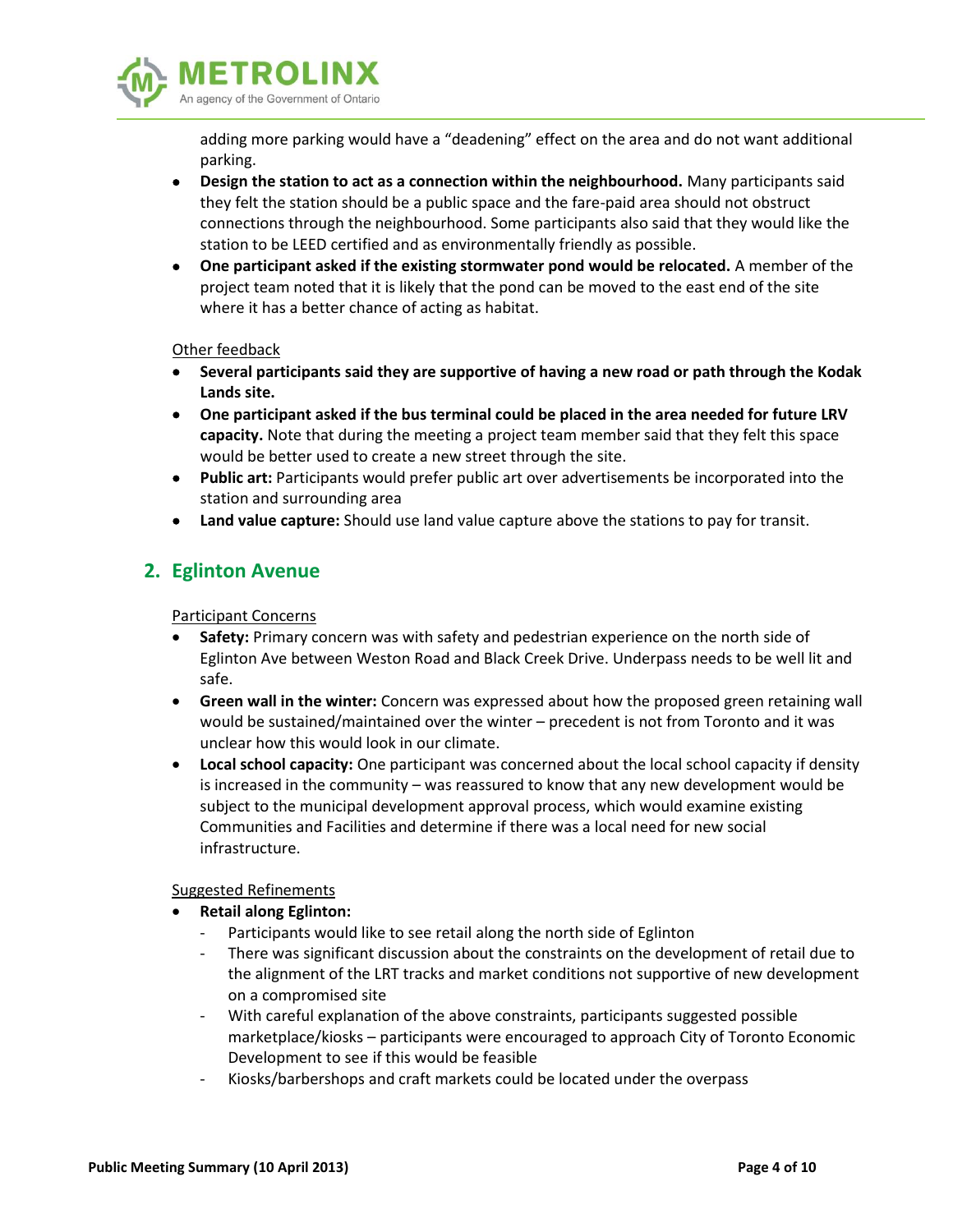adding more parking would have a "deadening" effect on the area and do not want additional parking.

- **Design the station to act as a connection within the neighbourhood.** Many participants said they felt the station should be a public space and the fare-paid area should not obstruct connections through the neighbourhood. Some participants also said that they would like the station to be LEED certified and as environmentally friendly as possible.
- **One participant asked if the existing stormwater pond would be relocated.** A member of the project team noted that it is likely that the pond can be moved to the east end of the site where it has a better chance of acting as habitat.

<u>Other feedback</u>

- **Several participants said they are supportive of having a new road or path through the Kodak Lands site.**
- **One participant asked if the bus terminal could be placed in the area needed for future LRV capacity.** Note that during the meeting a project team member said that they felt this space would be better used to create a new street through the site.
- **Public art:** Participants would prefer public art over advertisements be incorporated into the station and surrounding area
- **Land value capture:** Should use land value capture above the stations to pay for transit.

## 2. Eglinton Avenue

<u>Participant Concerns</u>

- **Safety:** Primary concern was with safety and pedestrian experience on the north side of Eglinton Ave between Weston Road and Black Creek Drive. Underpass needs to be well lit and safe.
- **Green wall in the winter:** Concern was expressed about how the proposed green retaining wall would be sustained/maintained over the winter – precedent is not from Toronto and it was unclear how this would look in our climate.
- **Local school capacity:** One participant was concerned about the local school capacity if density is increased in the community – was reassured to know that any new development would be subject to the municipal development approval process, which would examine existing Communities and Facilities and determine if there was a local need for new social infrastructure.

<u>Suggested Refinements</u>

- **Retail along Eglinton:**
  - Participants would like to see retail along the north side of Eglinton
  - There was significant discussion about the constraints on the development of retail due to the alignment of the LRT tracks and market conditions not supportive of new development on a compromised site
  - With careful explanation of the above constraints, participants suggested possible marketplace/kiosks – participants were encouraged to approach City of Toronto Economic Development to see if this would be feasible
  - Kiosks/barbershops and craft markets could be located under the overpass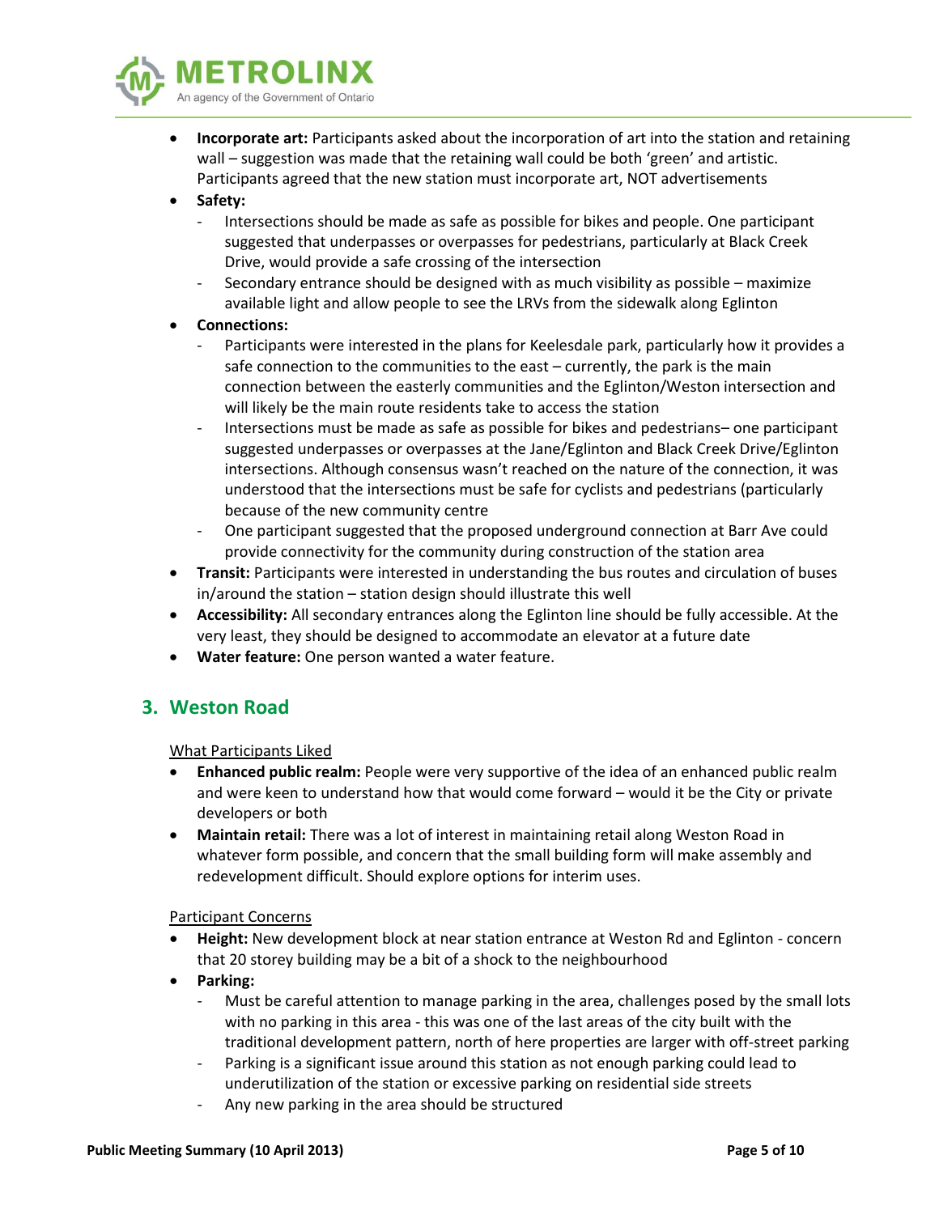- **Incorporate art:** Participants asked about the incorporation of art into the station and retaining wall – suggestion was made that the retaining wall could be both 'green' and artistic. Participants agreed that the new station must incorporate art, NOT advertisements
- **Safety:**
  - Intersections should be made as safe as possible for bikes and people. One participant suggested that underpasses or overpasses for pedestrians, particularly at Black Creek Drive, would provide a safe crossing of the intersection
  - Secondary entrance should be designed with as much visibility as possible – maximize available light and allow people to see the LRVs from the sidewalk along Eglinton
- **Connections:**
  - Participants were interested in the plans for Keelesdale park, particularly how it provides a safe connection to the communities to the east – currently, the park is the main connection between the easterly communities and the Eglinton/Weston intersection and will likely be the main route residents take to access the station
  - Intersections must be made as safe as possible for bikes and pedestrians– one participant suggested underpasses or overpasses at the Jane/Eglinton and Black Creek Drive/Eglinton intersections. Although consensus wasn't reached on the nature of the connection, it was understood that the intersections must be safe for cyclists and pedestrians (particularly because of the new community centre
  - One participant suggested that the proposed underground connection at Barr Ave could provide connectivity for the community during construction of the station area
- **Transit:** Participants were interested in understanding the bus routes and circulation of buses in/around the station – station design should illustrate this well
- **Accessibility:** All secondary entrances along the Eglinton line should be fully accessible. At the very least, they should be designed to accommodate an elevator at a future date
- **Water feature:** One person wanted a water feature.

## 3. Weston Road

<u>What Participants Liked</u>

- **Enhanced public realm:** People were very supportive of the idea of an enhanced public realm and were keen to understand how that would come forward – would it be the City or private developers or both
- **Maintain retail:** There was a lot of interest in maintaining retail along Weston Road in whatever form possible, and concern that the small building form will make assembly and redevelopment difficult. Should explore options for interim uses.

<u>Participant Concerns</u>

- **Height:** New development block at near station entrance at Weston Rd and Eglinton - concern that 20 storey building may be a bit of a shock to the neighbourhood
- **Parking:**
  - Must be careful attention to manage parking in the area, challenges posed by the small lots with no parking in this area - this was one of the last areas of the city built with the traditional development pattern, north of here properties are larger with off-street parking
  - Parking is a significant issue around this station as not enough parking could lead to underutilization of the station or excessive parking on residential side streets
  - Any new parking in the area should be structured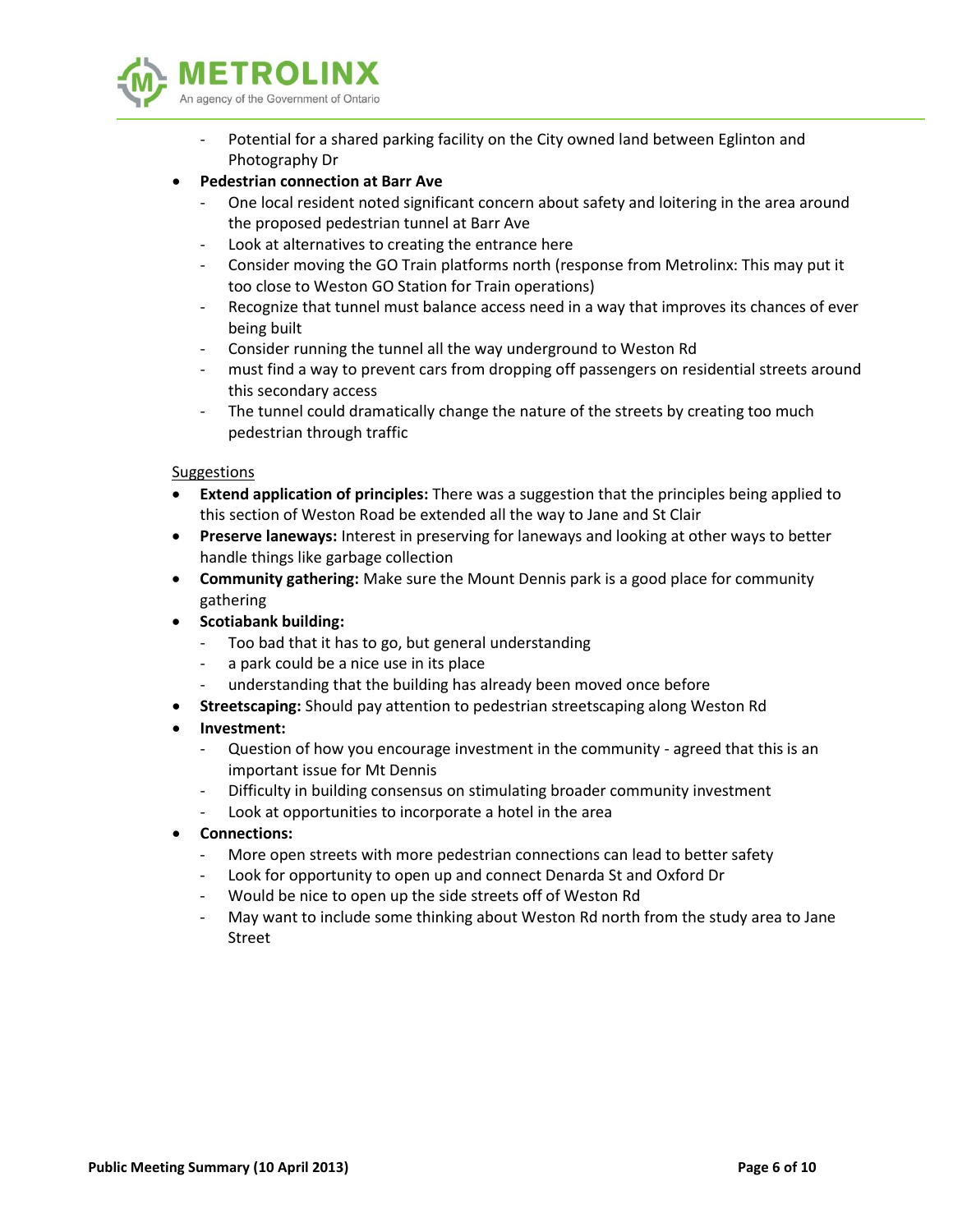- Potential for a shared parking facility on the City owned land between Eglinton and Photography Dr
- **Pedestrian connection at Barr Ave**
  - One local resident noted significant concern about safety and loitering in the area around the proposed pedestrian tunnel at Barr Ave
  - Look at alternatives to creating the entrance here
  - Consider moving the GO Train platforms north (response from Metrolinx: This may put it too close to Weston GO Station for Train operations)
  - Recognize that tunnel must balance access need in a way that improves its chances of ever being built
  - Consider running the tunnel all the way underground to Weston Rd
  - must find a way to prevent cars from dropping off passengers on residential streets around this secondary access
  - The tunnel could dramatically change the nature of the streets by creating too much pedestrian through traffic

<u>Suggestions</u>

- **Extend application of principles:** There was a suggestion that the principles being applied to this section of Weston Road be extended all the way to Jane and St Clair
- **Preserve laneways:** Interest in preserving for laneways and looking at other ways to better handle things like garbage collection
- **Community gathering:** Make sure the Mount Dennis park is a good place for community gathering
- **Scotiabank building:**
  - Too bad that it has to go, but general understanding
  - a park could be a nice use in its place
  - understanding that the building has already been moved once before
- **Streetscaping:** Should pay attention to pedestrian streetscaping along Weston Rd
- **Investment:**
  - Question of how you encourage investment in the community - agreed that this is an important issue for Mt Dennis
  - Difficulty in building consensus on stimulating broader community investment
  - Look at opportunities to incorporate a hotel in the area
- **Connections:**
  - More open streets with more pedestrian connections can lead to better safety
  - Look for opportunity to open up and connect Denarda St and Oxford Dr
  - Would be nice to open up the side streets off of Weston Rd
  - May want to include some thinking about Weston Rd north from the study area to Jane Street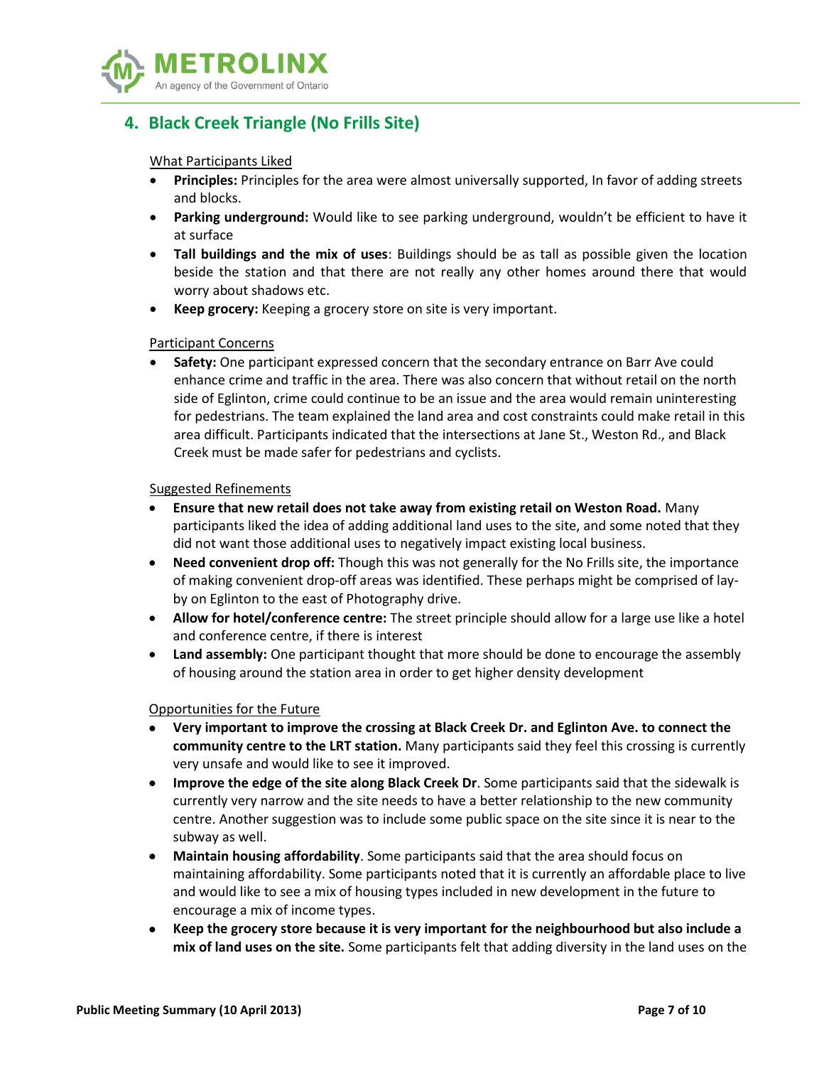## 4. Black Creek Triangle (No Frills Site)

What Participants Liked

- **Principles:** Principles for the area were almost universally supported, In favor of adding streets and blocks.
- **Parking underground:** Would like to see parking underground, wouldn't be efficient to have it at surface
- **Tall buildings and the mix of uses**: Buildings should be as tall as possible given the location beside the station and that there are not really any other homes around there that would worry about shadows etc.
- **Keep grocery:** Keeping a grocery store on site is very important.

Participant Concerns

- **Safety:** One participant expressed concern that the secondary entrance on Barr Ave could enhance crime and traffic in the area. There was also concern that without retail on the north side of Eglinton, crime could continue to be an issue and the area would remain uninteresting for pedestrians. The team explained the land area and cost constraints could make retail in this area difficult. Participants indicated that the intersections at Jane St., Weston Rd., and Black Creek must be made safer for pedestrians and cyclists.

Suggested Refinements

- **Ensure that new retail does not take away from existing retail on Weston Road.** Many participants liked the idea of adding additional land uses to the site, and some noted that they did not want those additional uses to negatively impact existing local business.
- **Need convenient drop off:** Though this was not generally for the No Frills site, the importance of making convenient drop-off areas was identified. These perhaps might be comprised of lay-by on Eglinton to the east of Photography drive.
- **Allow for hotel/conference centre:** The street principle should allow for a large use like a hotel and conference centre, if there is interest
- **Land assembly:** One participant thought that more should be done to encourage the assembly of housing around the station area in order to get higher density development

Opportunities for the Future

- **Very important to improve the crossing at Black Creek Dr. and Eglinton Ave. to connect the community centre to the LRT station.** Many participants said they feel this crossing is currently very unsafe and would like to see it improved.
- **Improve the edge of the site along Black Creek Dr**. Some participants said that the sidewalk is currently very narrow and the site needs to have a better relationship to the new community centre. Another suggestion was to include some public space on the site since it is near to the subway as well.
- **Maintain housing affordability**. Some participants said that the area should focus on maintaining affordability. Some participants noted that it is currently an affordable place to live and would like to see a mix of housing types included in new development in the future to encourage a mix of income types.
- **Keep the grocery store because it is very important for the neighbourhood but also include a mix of land uses on the site.** Some participants felt that adding diversity in the land uses on the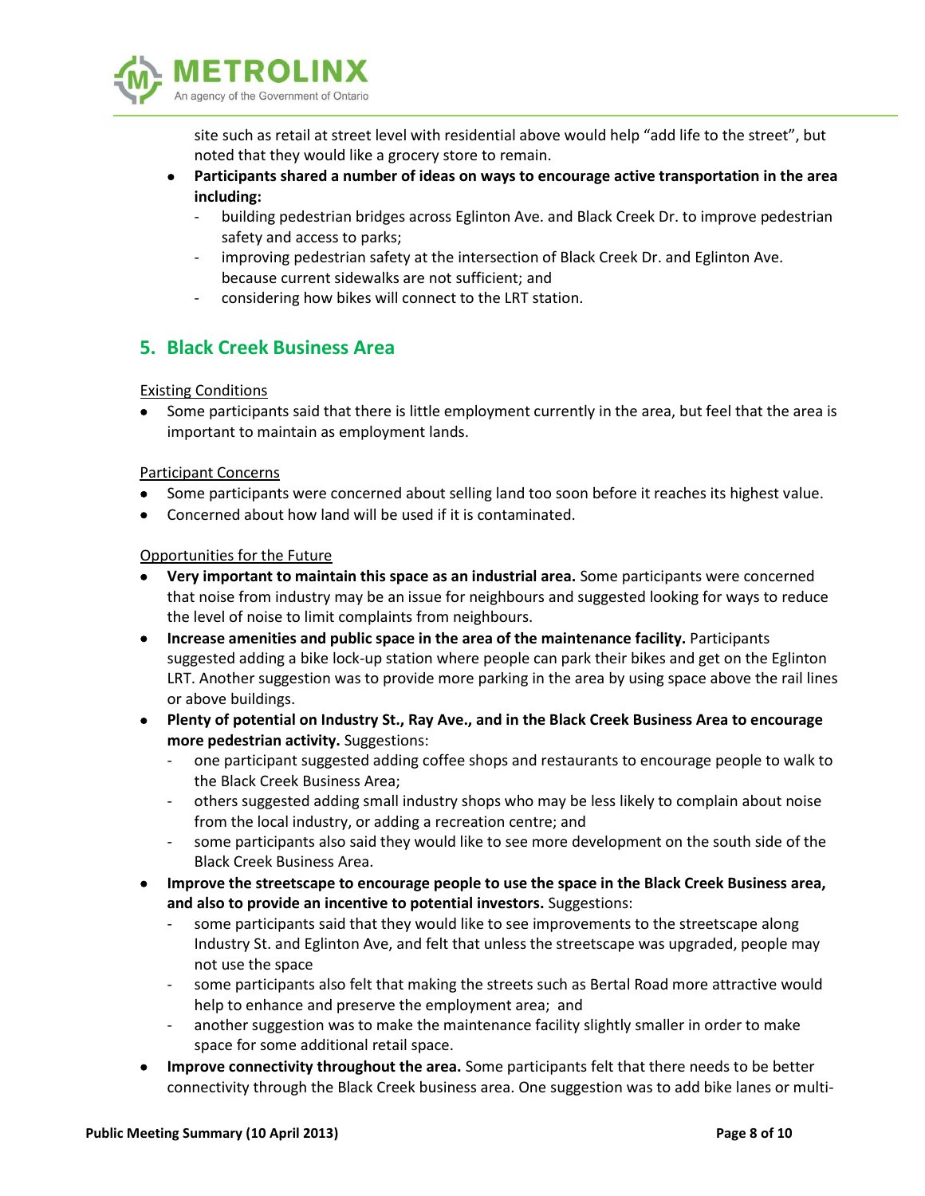site such as retail at street level with residential above would help "add life to the street", but noted that they would like a grocery store to remain.

- **Participants shared a number of ideas on ways to encourage active transportation in the area including:**
  - building pedestrian bridges across Eglinton Ave. and Black Creek Dr. to improve pedestrian safety and access to parks;
  - improving pedestrian safety at the intersection of Black Creek Dr. and Eglinton Ave. because current sidewalks are not sufficient; and
  - considering how bikes will connect to the LRT station.

## 5. Black Creek Business Area

Existing Conditions

- Some participants said that there is little employment currently in the area, but feel that the area is important to maintain as employment lands.

Participant Concerns

- Some participants were concerned about selling land too soon before it reaches its highest value.
- Concerned about how land will be used if it is contaminated.

Opportunities for the Future

- **Very important to maintain this space as an industrial area.** Some participants were concerned that noise from industry may be an issue for neighbours and suggested looking for ways to reduce the level of noise to limit complaints from neighbours.
- **Increase amenities and public space in the area of the maintenance facility.** Participants suggested adding a bike lock-up station where people can park their bikes and get on the Eglinton LRT. Another suggestion was to provide more parking in the area by using space above the rail lines or above buildings.
- **Plenty of potential on Industry St., Ray Ave., and in the Black Creek Business Area to encourage more pedestrian activity.** Suggestions:
  - one participant suggested adding coffee shops and restaurants to encourage people to walk to the Black Creek Business Area;
  - others suggested adding small industry shops who may be less likely to complain about noise from the local industry, or adding a recreation centre; and
  - some participants also said they would like to see more development on the south side of the Black Creek Business Area.
- **Improve the streetscape to encourage people to use the space in the Black Creek Business area, and also to provide an incentive to potential investors.** Suggestions:
  - some participants said that they would like to see improvements to the streetscape along Industry St. and Eglinton Ave, and felt that unless the streetscape was upgraded, people may not use the space
  - some participants also felt that making the streets such as Bertal Road more attractive would help to enhance and preserve the employment area; and
  - another suggestion was to make the maintenance facility slightly smaller in order to make space for some additional retail space.
- **Improve connectivity throughout the area.** Some participants felt that there needs to be better connectivity through the Black Creek business area. One suggestion was to add bike lanes or multi-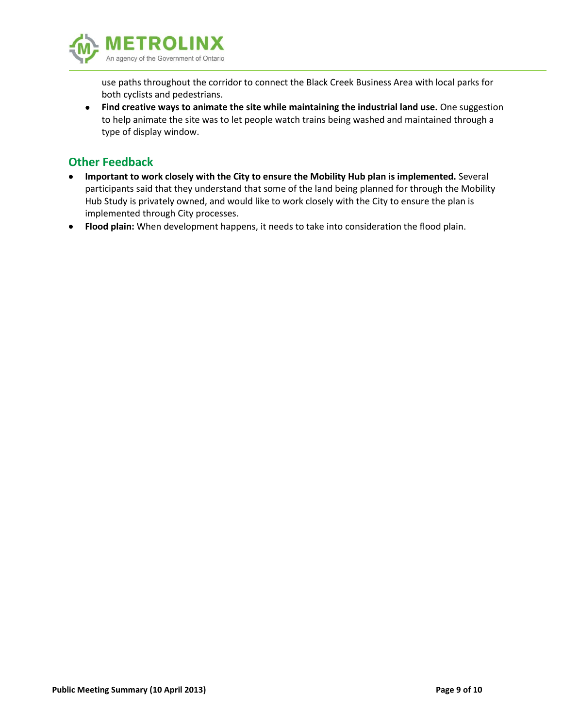use paths throughout the corridor to connect the Black Creek Business Area with local parks for both cyclists and pedestrians.
- **Find creative ways to animate the site while maintaining the industrial land use.** One suggestion to help animate the site was to let people watch trains being washed and maintained through a type of display window.

## Other Feedback

- **Important to work closely with the City to ensure the Mobility Hub plan is implemented.** Several participants said that they understand that some of the land being planned for through the Mobility Hub Study is privately owned, and would like to work closely with the City to ensure the plan is implemented through City processes.
- **Flood plain:** When development happens, it needs to take into consideration the flood plain.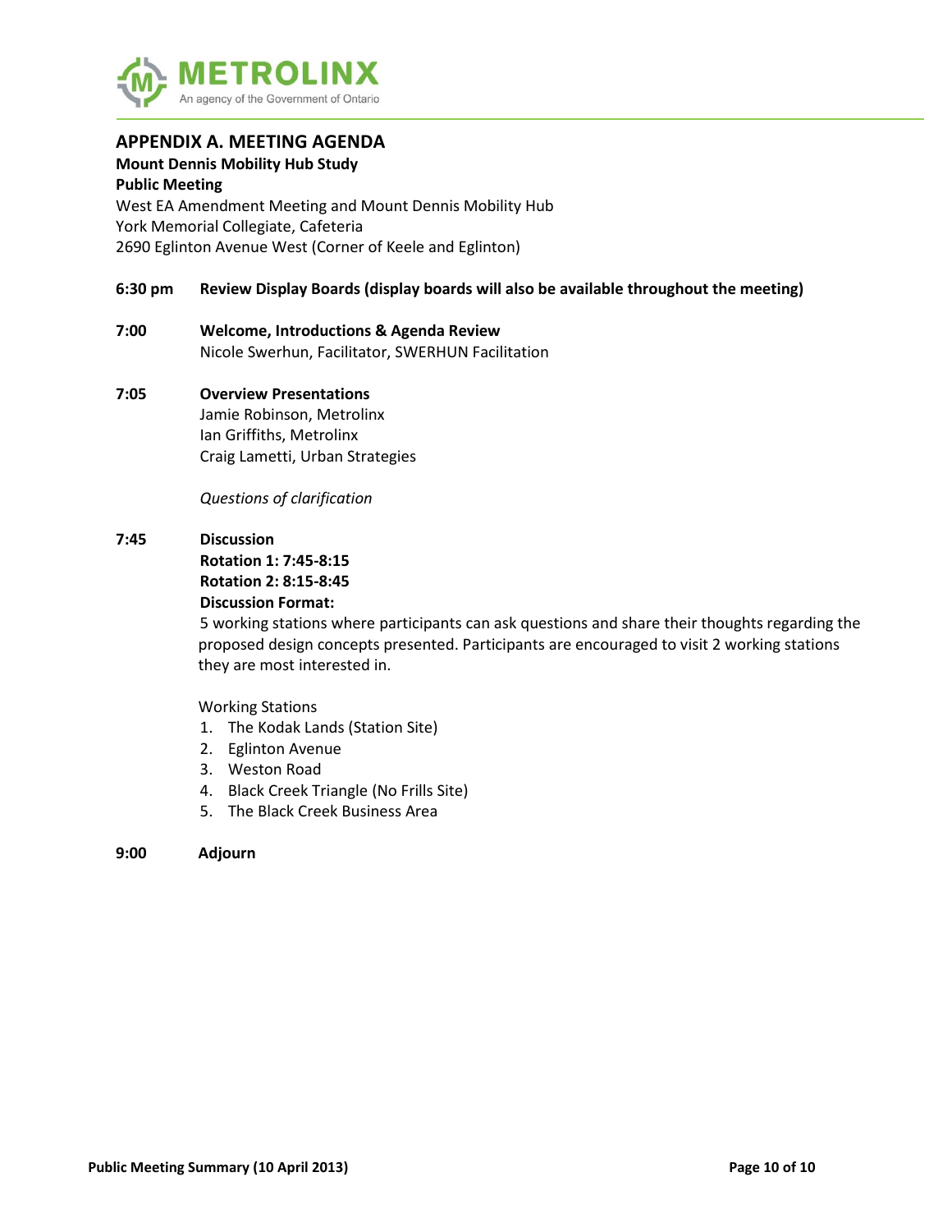## APPENDIX A. MEETING AGENDA

**Mount Dennis Mobility Hub Study**
**Public Meeting**
West EA Amendment Meeting and Mount Dennis Mobility Hub
York Memorial Collegiate, Cafeteria
2690 Eglinton Avenue West (Corner of Keele and Eglinton)

**6:30 pm** **Review Display Boards (display boards will also be available throughout the meeting)**

**7:00** **Welcome, Introductions & Agenda Review**
Nicole Swerhun, Facilitator, SWERHUN Facilitation

**7:05** **Overview Presentations**
Jamie Robinson, Metrolinx
Ian Griffiths, Metrolinx
Craig Lametti, Urban Strategies

*Questions of clarification*

**7:45** **Discussion**
**Rotation 1: 7:45-8:15**
**Rotation 2: 8:15-8:45**
**Discussion Format:**
5 working stations where participants can ask questions and share their thoughts regarding the proposed design concepts presented. Participants are encouraged to visit 2 working stations they are most interested in.

Working Stations

1. The Kodak Lands (Station Site)
2. Eglinton Avenue
3. Weston Road
4. Black Creek Triangle (No Frills Site)
5. The Black Creek Business Area

**9:00** **Adjourn**

Public Meeting Summary (10 April 2013)